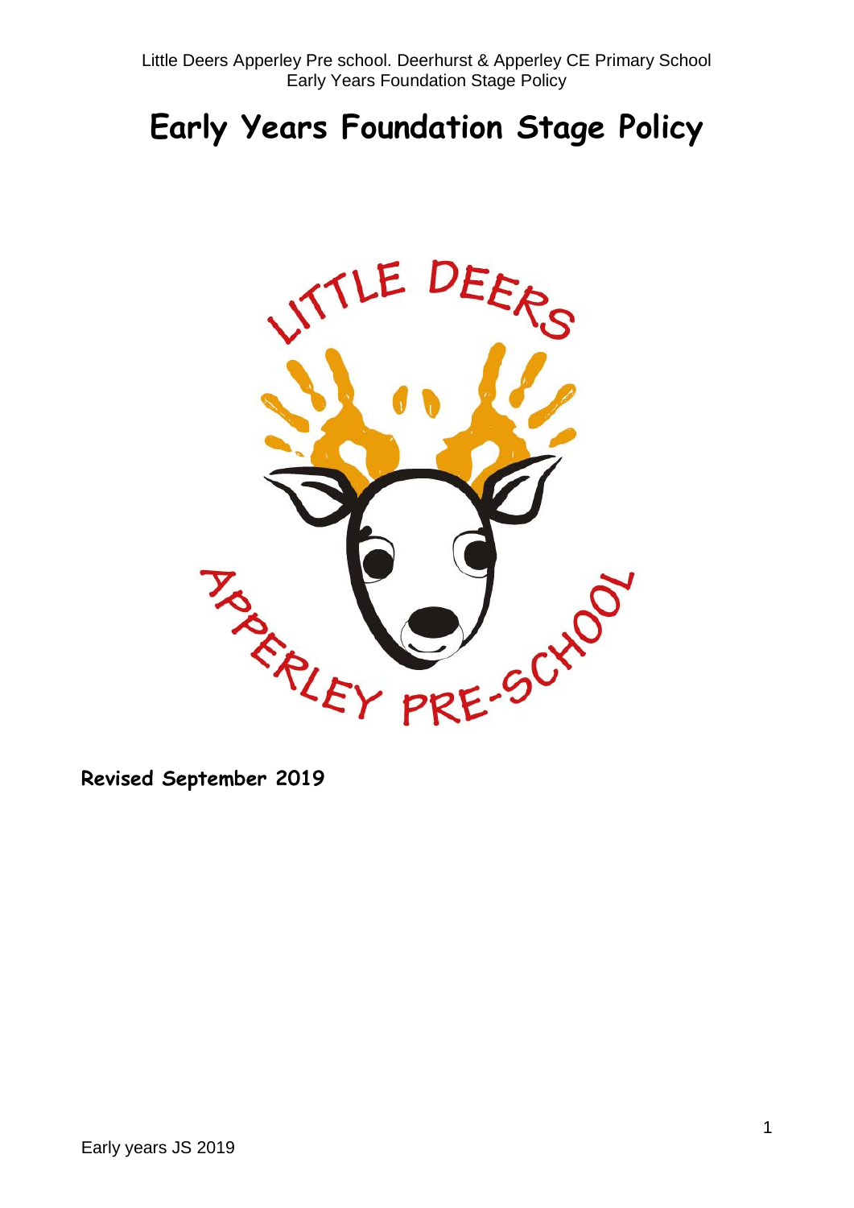# Early Years Foundation Stage Policy

**Revised September 2019**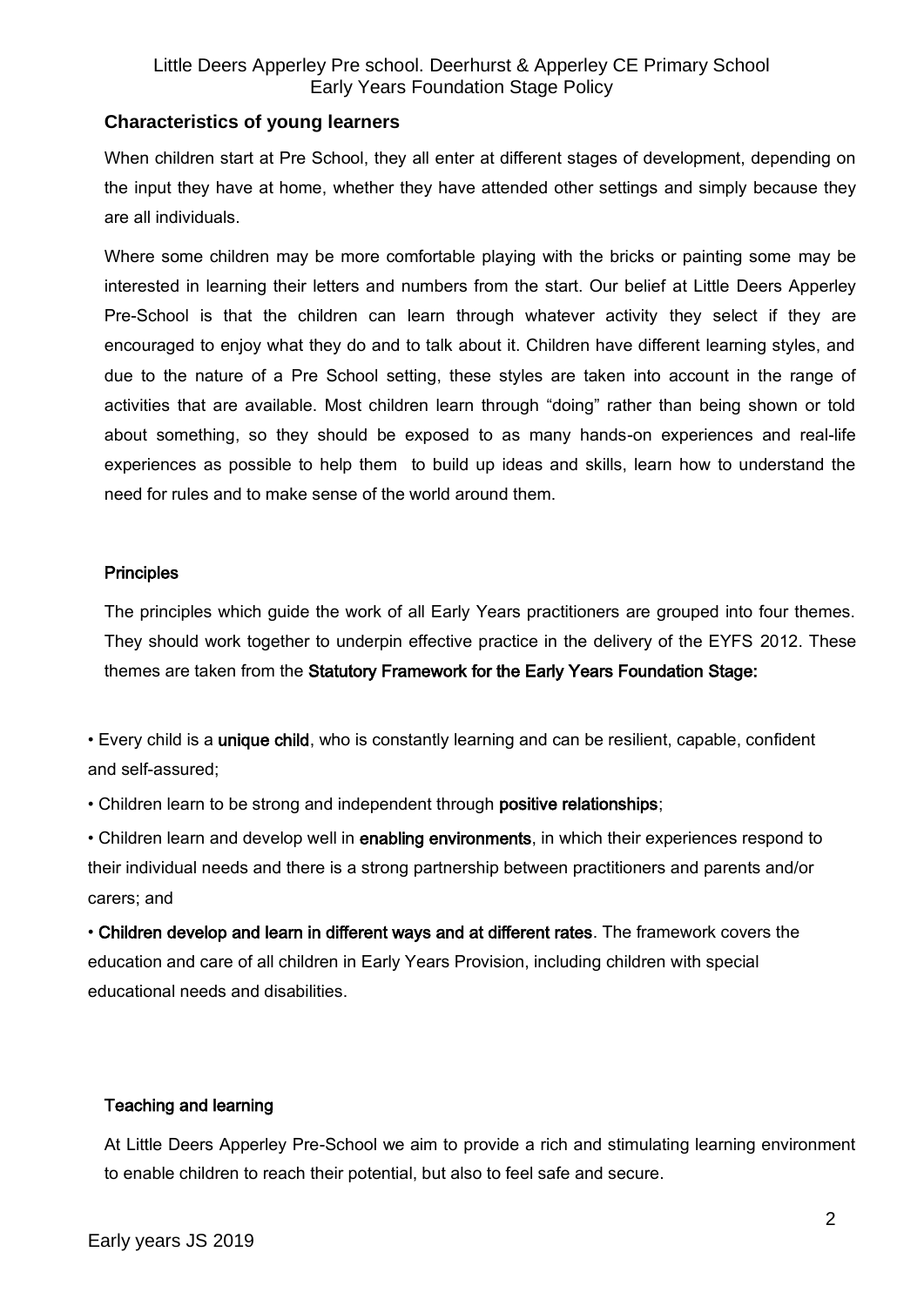## Characteristics of young learners

When children start at Pre School, they all enter at different stages of development, depending on the input they have at home, whether they have attended other settings and simply because they are all individuals.

Where some children may be more comfortable playing with the bricks or painting some may be interested in learning their letters and numbers from the start. Our belief at Little Deers Apperley Pre-School is that the children can learn through whatever activity they select if they are encouraged to enjoy what they do and to talk about it. Children have different learning styles, and due to the nature of a Pre School setting, these styles are taken into account in the range of activities that are available. Most children learn through "doing" rather than being shown or told about something, so they should be exposed to as many hands-on experiences and real-life experiences as possible to help them to build up ideas and skills, learn how to understand the need for rules and to make sense of the world around them.

### Principles

The principles which guide the work of all Early Years practitioners are grouped into four themes. They should work together to underpin effective practice in the delivery of the EYFS 2012. These themes are taken from the **Statutory Framework for the Early Years Foundation Stage:**

- Every child is a **unique child**, who is constantly learning and can be resilient, capable, confident and self-assured;
- Children learn to be strong and independent through **positive relationships**;
- Children learn and develop well in **enabling environments**, in which their experiences respond to their individual needs and there is a strong partnership between practitioners and parents and/or carers; and
- **Children develop and learn in different ways and at different rates**. The framework covers the education and care of all children in Early Years Provision, including children with special educational needs and disabilities.

### Teaching and learning

At Little Deers Apperley Pre-School we aim to provide a rich and stimulating learning environment to enable children to reach their potential, but also to feel safe and secure.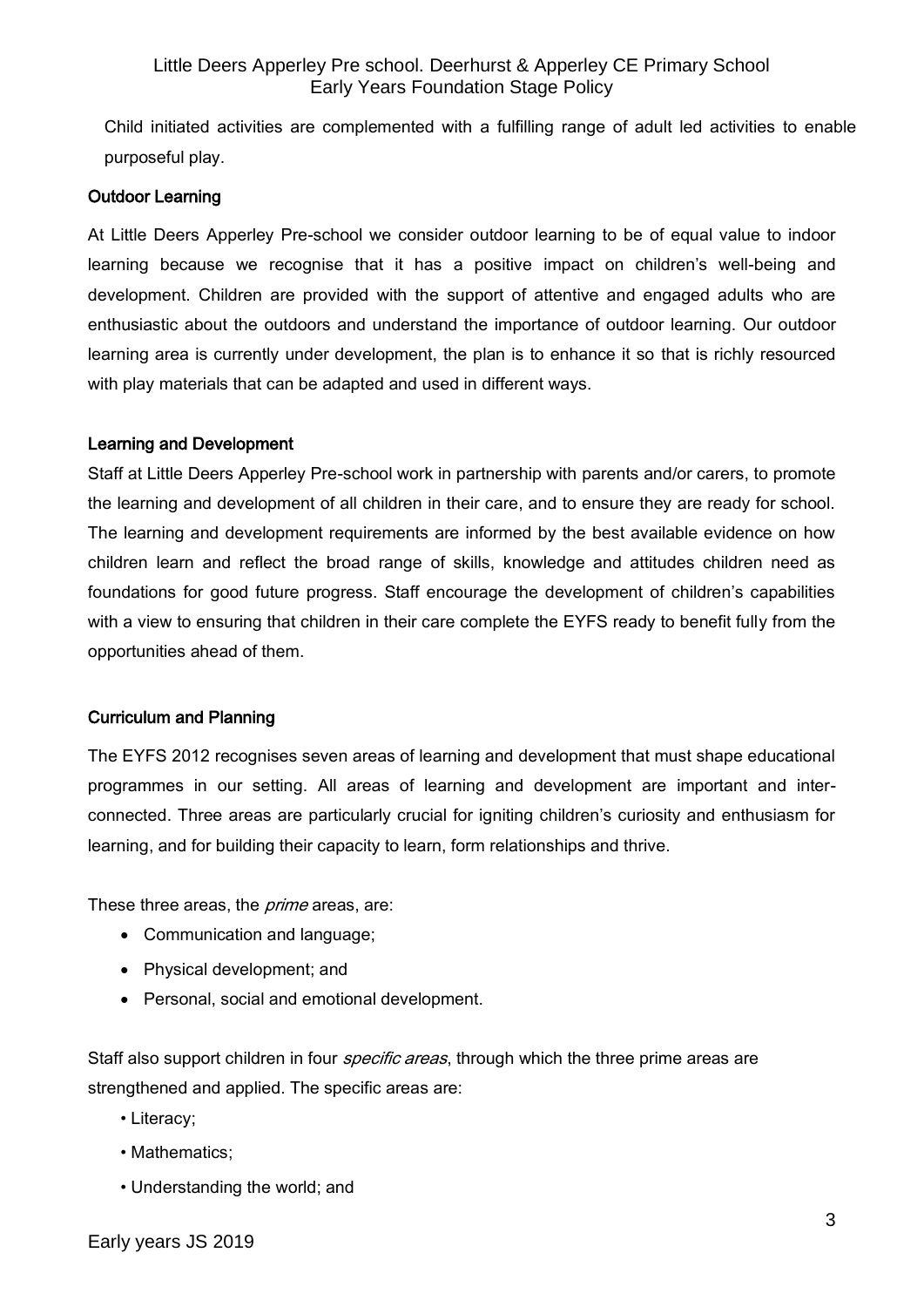Child initiated activities are complemented with a fulfilling range of adult led activities to enable purposeful play.

### Outdoor Learning

At Little Deers Apperley Pre-school we consider outdoor learning to be of equal value to indoor learning because we recognise that it has a positive impact on children's well-being and development. Children are provided with the support of attentive and engaged adults who are enthusiastic about the outdoors and understand the importance of outdoor learning. Our outdoor learning area is currently under development, the plan is to enhance it so that is richly resourced with play materials that can be adapted and used in different ways.

### Learning and Development

Staff at Little Deers Apperley Pre-school work in partnership with parents and/or carers, to promote the learning and development of all children in their care, and to ensure they are ready for school. The learning and development requirements are informed by the best available evidence on how children learn and reflect the broad range of skills, knowledge and attitudes children need as foundations for good future progress. Staff encourage the development of children's capabilities with a view to ensuring that children in their care complete the EYFS ready to benefit fully from the opportunities ahead of them.

### Curriculum and Planning

The EYFS 2012 recognises seven areas of learning and development that must shape educational programmes in our setting. All areas of learning and development are important and inter-connected. Three areas are particularly crucial for igniting children's curiosity and enthusiasm for learning, and for building their capacity to learn, form relationships and thrive.

These three areas, the *prime* areas, are:

- Communication and language;
- Physical development; and
- Personal, social and emotional development.

Staff also support children in four *specific areas*, through which the three prime areas are strengthened and applied. The specific areas are:

- Literacy;
- Mathematics;
- Understanding the world; and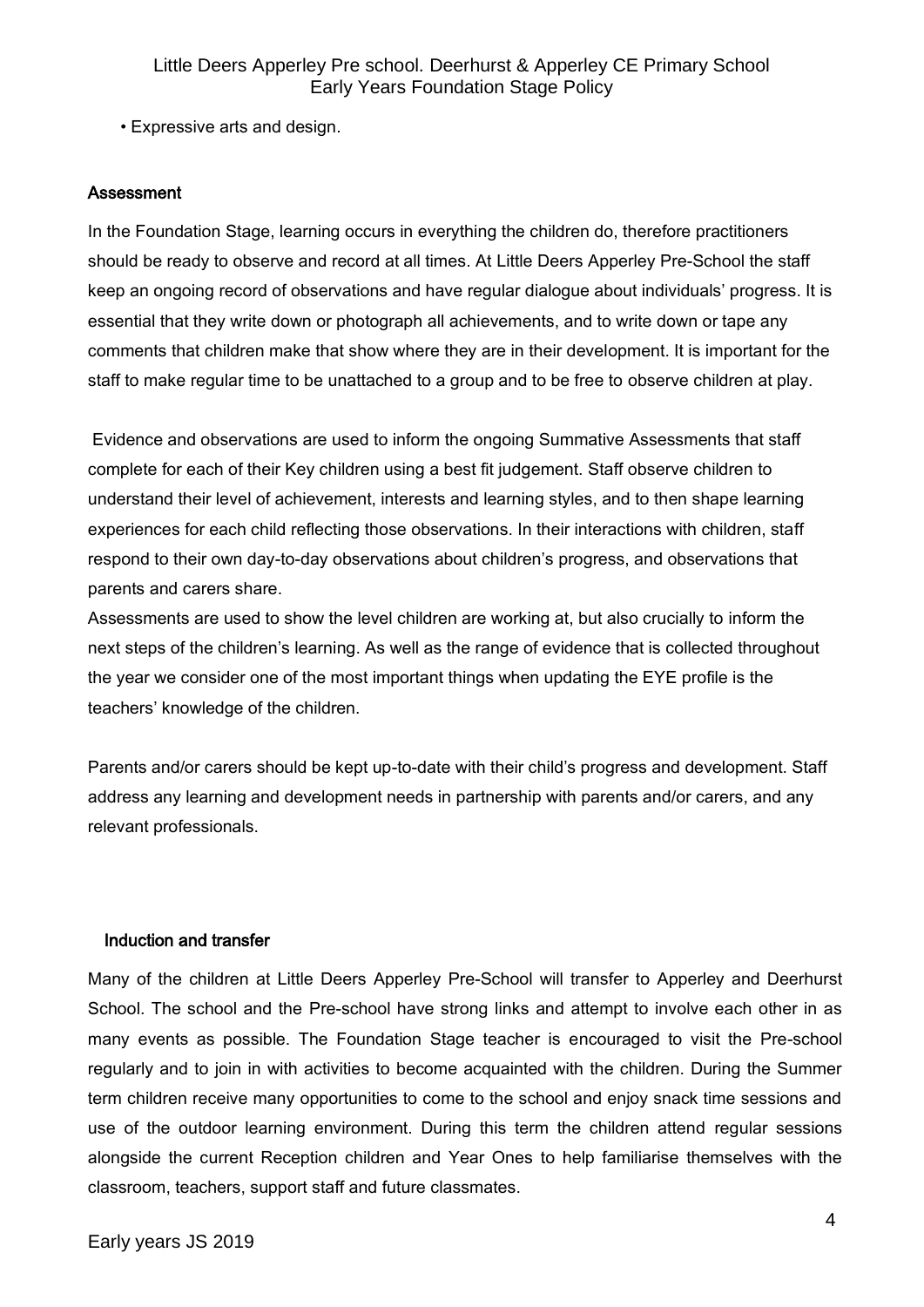• Expressive arts and design.

## Assessment

In the Foundation Stage, learning occurs in everything the children do, therefore practitioners should be ready to observe and record at all times. At Little Deers Apperley Pre-School the staff keep an ongoing record of observations and have regular dialogue about individuals' progress. It is essential that they write down or photograph all achievements, and to write down or tape any comments that children make that show where they are in their development. It is important for the staff to make regular time to be unattached to a group and to be free to observe children at play.

Evidence and observations are used to inform the ongoing Summative Assessments that staff complete for each of their Key children using a best fit judgement. Staff observe children to understand their level of achievement, interests and learning styles, and to then shape learning experiences for each child reflecting those observations. In their interactions with children, staff respond to their own day-to-day observations about children's progress, and observations that parents and carers share.

Assessments are used to show the level children are working at, but also crucially to inform the next steps of the children's learning. As well as the range of evidence that is collected throughout the year we consider one of the most important things when updating the EYE profile is the teachers' knowledge of the children.

Parents and/or carers should be kept up-to-date with their child's progress and development. Staff address any learning and development needs in partnership with parents and/or carers, and any relevant professionals.

## Induction and transfer

Many of the children at Little Deers Apperley Pre-School will transfer to Apperley and Deerhurst School. The school and the Pre-school have strong links and attempt to involve each other in as many events as possible. The Foundation Stage teacher is encouraged to visit the Pre-school regularly and to join in with activities to become acquainted with the children. During the Summer term children receive many opportunities to come to the school and enjoy snack time sessions and use of the outdoor learning environment. During this term the children attend regular sessions alongside the current Reception children and Year Ones to help familiarise themselves with the classroom, teachers, support staff and future classmates.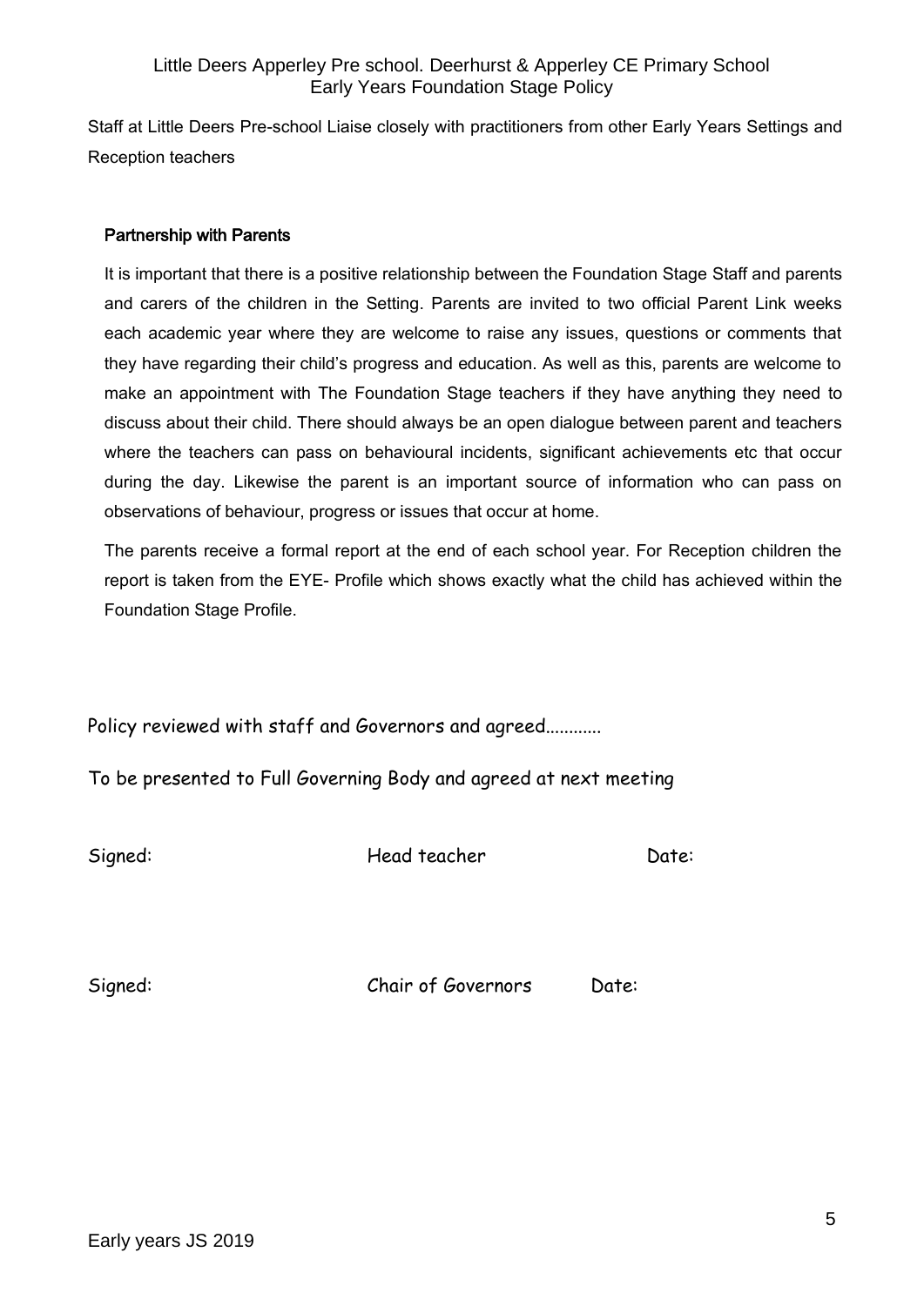Staff at Little Deers Pre-school Liaise closely with practitioners from other Early Years Settings and Reception teachers

### Partnership with Parents

It is important that there is a positive relationship between the Foundation Stage Staff and parents and carers of the children in the Setting. Parents are invited to two official Parent Link weeks each academic year where they are welcome to raise any issues, questions or comments that they have regarding their child's progress and education. As well as this, parents are welcome to make an appointment with The Foundation Stage teachers if they have anything they need to discuss about their child. There should always be an open dialogue between parent and teachers where the teachers can pass on behavioural incidents, significant achievements etc that occur during the day. Likewise the parent is an important source of information who can pass on observations of behaviour, progress or issues that occur at home.

The parents receive a formal report at the end of each school year. For Reception children the report is taken from the EYE- Profile which shows exactly what the child has achieved within the Foundation Stage Profile.

Policy reviewed with staff and Governors and agreed............

To be presented to Full Governing Body and agreed at next meeting

Signed: Head teacher Date:

Signed: Chair of Governors Date: